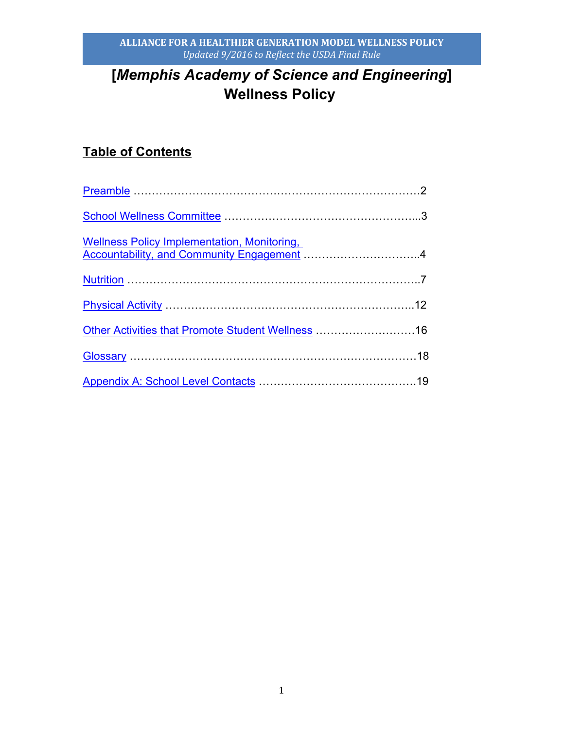**ALLIANCE FOR A HEALTHIER GENERATION MODEL WELLNESS POLICY**
*Updated 9/2016 to Reflect the USDA Final Rule*

# [*Memphis Academy of Science and Engineering*] Wellness Policy

## Table of Contents

Preamble ……………………………………………………………………2

School Wellness Committee ……………………………………………...3

Wellness Policy Implementation, Monitoring, Accountability, and Community Engagement …………………………..4

Nutrition ……………………………………………………………………..7

Physical Activity …………………………………………………………..12

Other Activities that Promote Student Wellness ………………………16

Glossary ……………………………………………………………………18

Appendix A: School Level Contacts ……………………………………19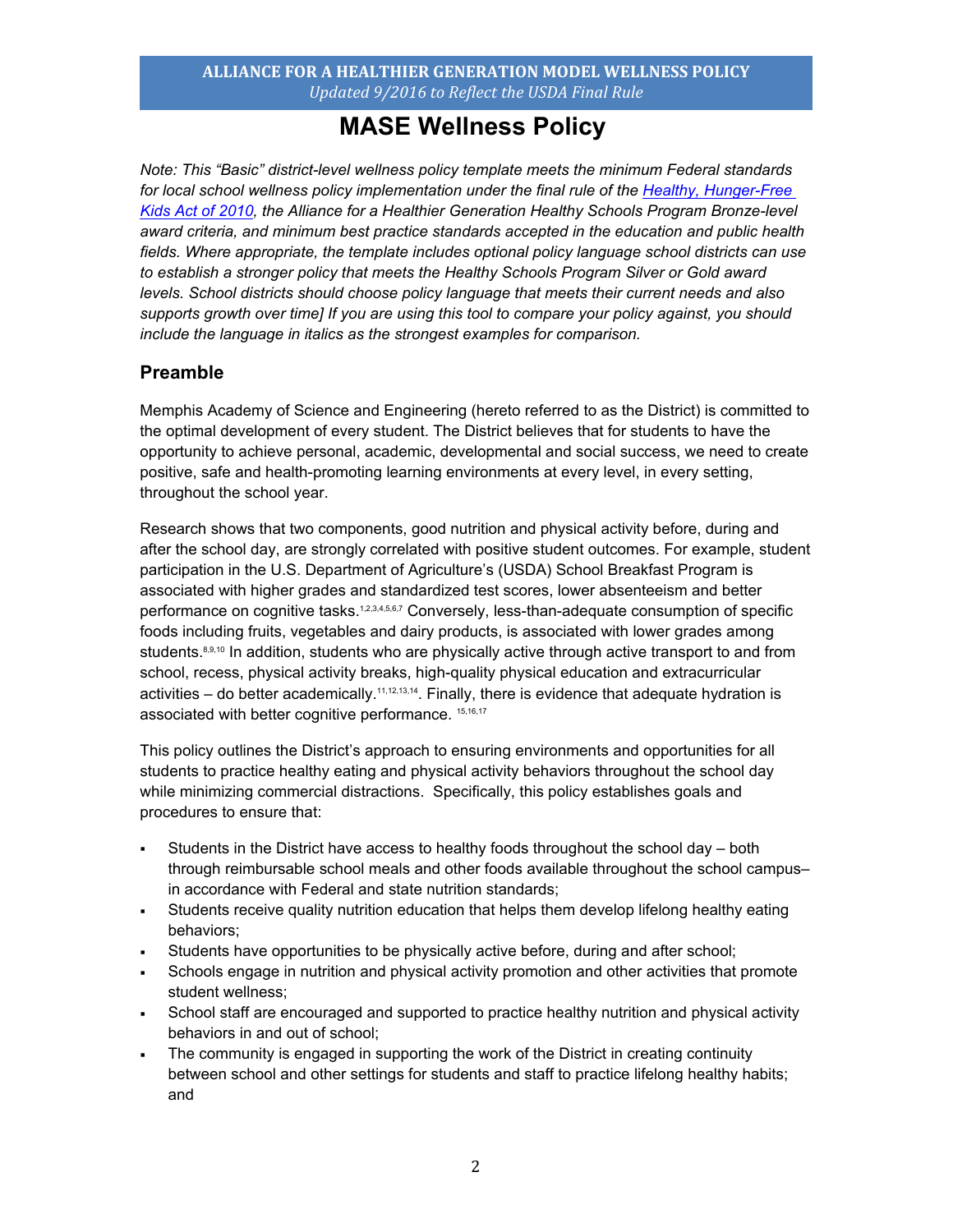# MASE Wellness Policy

*Note: This "Basic" district-level wellness policy template meets the minimum Federal standards for local school wellness policy implementation under the final rule of the [Healthy, Hunger-Free Kids Act of 2010](), the Alliance for a Healthier Generation Healthy Schools Program Bronze-level award criteria, and minimum best practice standards accepted in the education and public health fields. Where appropriate, the template includes optional policy language school districts can use to establish a stronger policy that meets the Healthy Schools Program Silver or Gold award levels. School districts should choose policy language that meets their current needs and also supports growth over time] If you are using this tool to compare your policy against, you should include the language in italics as the strongest examples for comparison.*

## Preamble

Memphis Academy of Science and Engineering (hereto referred to as the District) is committed to the optimal development of every student. The District believes that for students to have the opportunity to achieve personal, academic, developmental and social success, we need to create positive, safe and health-promoting learning environments at every level, in every setting, throughout the school year.

Research shows that two components, good nutrition and physical activity before, during and after the school day, are strongly correlated with positive student outcomes. For example, student participation in the U.S. Department of Agriculture's (USDA) School Breakfast Program is associated with higher grades and standardized test scores, lower absenteeism and better performance on cognitive tasks.[1,2,3,4,5,6,7] Conversely, less-than-adequate consumption of specific foods including fruits, vegetables and dairy products, is associated with lower grades among students.[8,9,10] In addition, students who are physically active through active transport to and from school, recess, physical activity breaks, high-quality physical education and extracurricular activities – do better academically.[11,12,13,14]. Finally, there is evidence that adequate hydration is associated with better cognitive performance. [15,16,17]

This policy outlines the District's approach to ensuring environments and opportunities for all students to practice healthy eating and physical activity behaviors throughout the school day while minimizing commercial distractions. Specifically, this policy establishes goals and procedures to ensure that:

- Students in the District have access to healthy foods throughout the school day – both through reimbursable school meals and other foods available throughout the school campus– in accordance with Federal and state nutrition standards;
- Students receive quality nutrition education that helps them develop lifelong healthy eating behaviors;
- Students have opportunities to be physically active before, during and after school;
- Schools engage in nutrition and physical activity promotion and other activities that promote student wellness;
- School staff are encouraged and supported to practice healthy nutrition and physical activity behaviors in and out of school;
- The community is engaged in supporting the work of the District in creating continuity between school and other settings for students and staff to practice lifelong healthy habits; and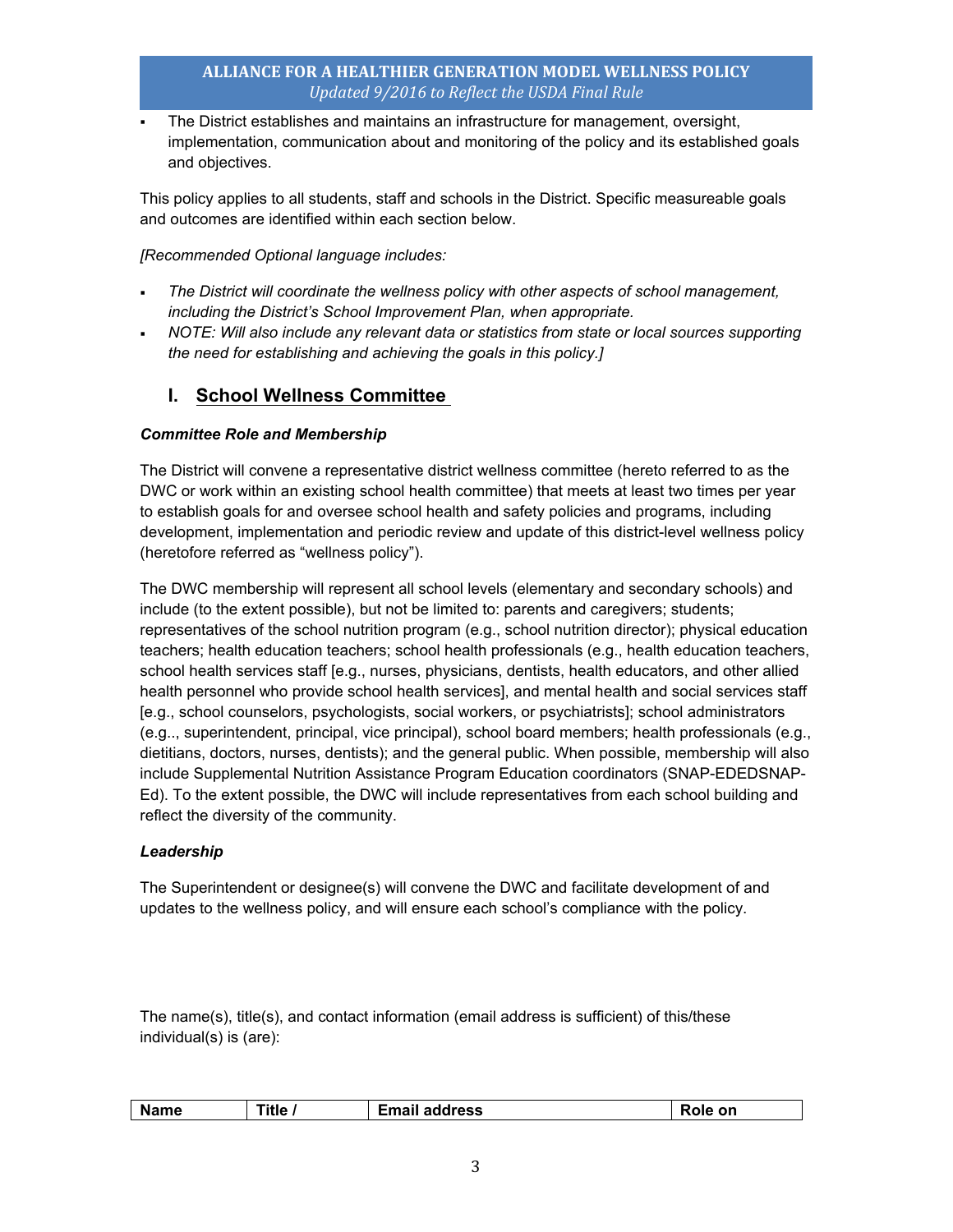- The District establishes and maintains an infrastructure for management, oversight, implementation, communication about and monitoring of the policy and its established goals and objectives.

This policy applies to all students, staff and schools in the District. Specific measureable goals and outcomes are identified within each section below.

*[Recommended Optional language includes:*

- *The District will coordinate the wellness policy with other aspects of school management, including the District's School Improvement Plan, when appropriate.*
- *NOTE: Will also include any relevant data or statistics from state or local sources supporting the need for establishing and achieving the goals in this policy.]*

## I. School Wellness Committee

***Committee Role and Membership***

The District will convene a representative district wellness committee (hereto referred to as the DWC or work within an existing school health committee) that meets at least two times per year to establish goals for and oversee school health and safety policies and programs, including development, implementation and periodic review and update of this district-level wellness policy (heretofore referred as "wellness policy").

The DWC membership will represent all school levels (elementary and secondary schools) and include (to the extent possible), but not be limited to: parents and caregivers; students; representatives of the school nutrition program (e.g., school nutrition director); physical education teachers; health education teachers; school health professionals (e.g., health education teachers, school health services staff [e.g., nurses, physicians, dentists, health educators, and other allied health personnel who provide school health services], and mental health and social services staff [e.g., school counselors, psychologists, social workers, or psychiatrists]; school administrators (e.g.., superintendent, principal, vice principal), school board members; health professionals (e.g., dietitians, doctors, nurses, dentists); and the general public. When possible, membership will also include Supplemental Nutrition Assistance Program Education coordinators (SNAP-EDEDSNAP-Ed). To the extent possible, the DWC will include representatives from each school building and reflect the diversity of the community.

***Leadership***

The Superintendent or designee(s) will convene the DWC and facilitate development of and updates to the wellness policy, and will ensure each school's compliance with the policy.

The name(s), title(s), and contact information (email address is sufficient) of this/these individual(s) is (are):

| Name | Title / | Email address | Role on |
|---|---|---|---|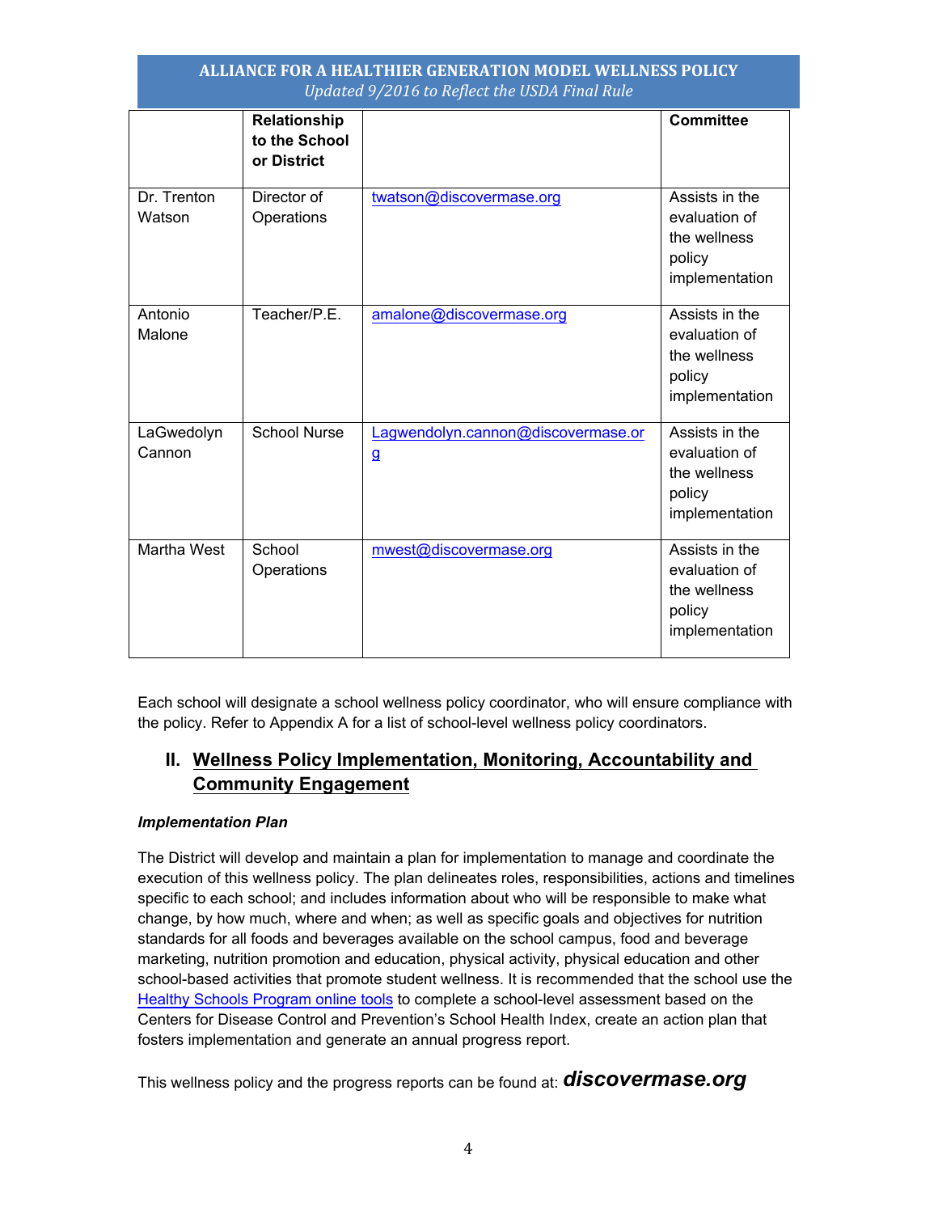| | Relationship to the School or District | | Committee |
|---|---|---|---|
| Dr. Trenton Watson | Director of Operations | twatson@discovermase.org | Assists in the evaluation of the wellness policy implementation |
| Antonio Malone | Teacher/P.E. | amalone@discovermase.org | Assists in the evaluation of the wellness policy implementation |
| LaGwedolyn Cannon | School Nurse | Lagwendolyn.cannon@discovermase.org | Assists in the evaluation of the wellness policy implementation |
| Martha West | School Operations | mwest@discovermase.org | Assists in the evaluation of the wellness policy implementation |

Each school will designate a school wellness policy coordinator, who will ensure compliance with the policy. Refer to Appendix A for a list of school-level wellness policy coordinators.

## II. Wellness Policy Implementation, Monitoring, Accountability and Community Engagement

***Implementation Plan***

The District will develop and maintain a plan for implementation to manage and coordinate the execution of this wellness policy. The plan delineates roles, responsibilities, actions and timelines specific to each school; and includes information about who will be responsible to make what change, by how much, where and when; as well as specific goals and objectives for nutrition standards for all foods and beverages available on the school campus, food and beverage marketing, nutrition promotion and education, physical activity, physical education and other school-based activities that promote student wellness. It is recommended that the school use the Healthy Schools Program online tools to complete a school-level assessment based on the Centers for Disease Control and Prevention's School Health Index, create an action plan that fosters implementation and generate an annual progress report.

This wellness policy and the progress reports can be found at: ***discovermase.org***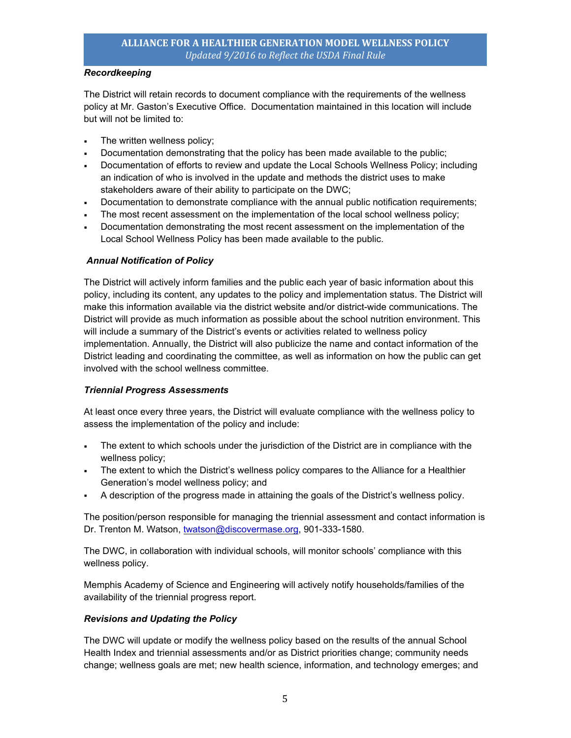### *Recordkeeping*

The District will retain records to document compliance with the requirements of the wellness policy at Mr. Gaston's Executive Office. Documentation maintained in this location will include but will not be limited to:

- The written wellness policy;
- Documentation demonstrating that the policy has been made available to the public;
- Documentation of efforts to review and update the Local Schools Wellness Policy; including an indication of who is involved in the update and methods the district uses to make stakeholders aware of their ability to participate on the DWC;
- Documentation to demonstrate compliance with the annual public notification requirements;
- The most recent assessment on the implementation of the local school wellness policy;
- Documentation demonstrating the most recent assessment on the implementation of the Local School Wellness Policy has been made available to the public.

### *Annual Notification of Policy*

The District will actively inform families and the public each year of basic information about this policy, including its content, any updates to the policy and implementation status. The District will make this information available via the district website and/or district-wide communications. The District will provide as much information as possible about the school nutrition environment. This will include a summary of the District's events or activities related to wellness policy implementation. Annually, the District will also publicize the name and contact information of the District leading and coordinating the committee, as well as information on how the public can get involved with the school wellness committee.

### *Triennial Progress Assessments*

At least once every three years, the District will evaluate compliance with the wellness policy to assess the implementation of the policy and include:

- The extent to which schools under the jurisdiction of the District are in compliance with the wellness policy;
- The extent to which the District's wellness policy compares to the Alliance for a Healthier Generation's model wellness policy; and
- A description of the progress made in attaining the goals of the District's wellness policy.

The position/person responsible for managing the triennial assessment and contact information is Dr. Trenton M. Watson, twatson@discovermase.org, 901-333-1580.

The DWC, in collaboration with individual schools, will monitor schools' compliance with this wellness policy.

Memphis Academy of Science and Engineering will actively notify households/families of the availability of the triennial progress report.

### *Revisions and Updating the Policy*

The DWC will update or modify the wellness policy based on the results of the annual School Health Index and triennial assessments and/or as District priorities change; community needs change; wellness goals are met; new health science, information, and technology emerges; and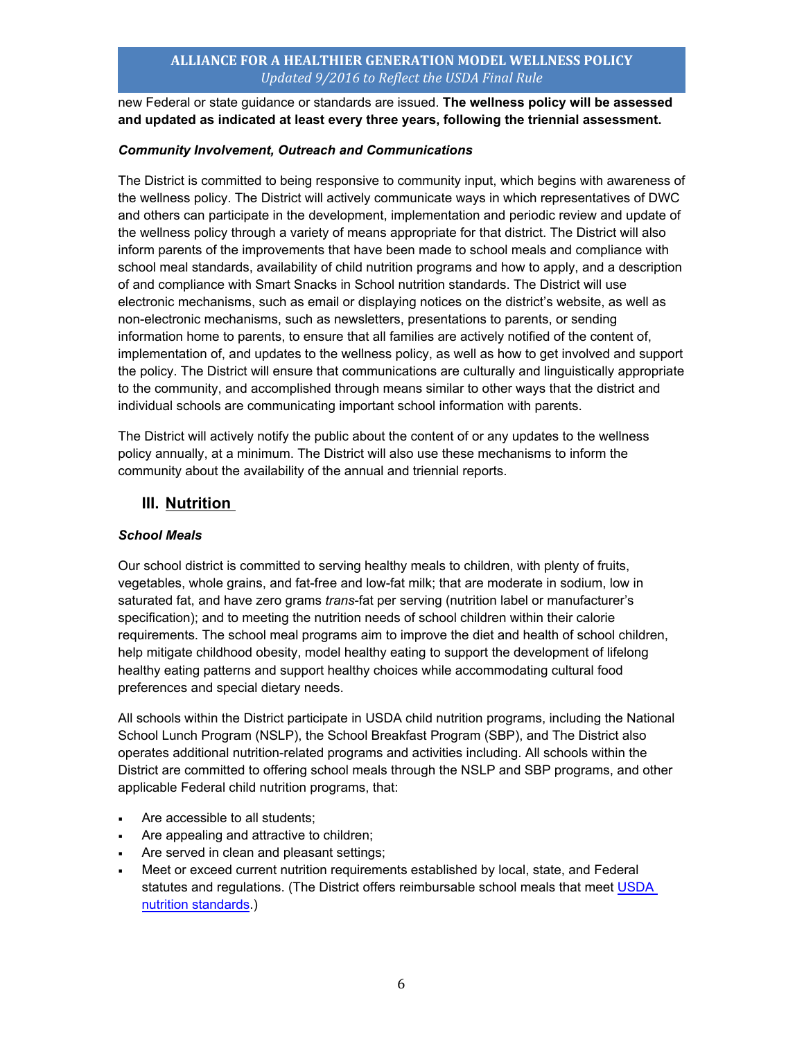new Federal or state guidance or standards are issued. **The wellness policy will be assessed and updated as indicated at least every three years, following the triennial assessment.**

***Community Involvement, Outreach and Communications***

The District is committed to being responsive to community input, which begins with awareness of the wellness policy. The District will actively communicate ways in which representatives of DWC and others can participate in the development, implementation and periodic review and update of the wellness policy through a variety of means appropriate for that district. The District will also inform parents of the improvements that have been made to school meals and compliance with school meal standards, availability of child nutrition programs and how to apply, and a description of and compliance with Smart Snacks in School nutrition standards. The District will use electronic mechanisms, such as email or displaying notices on the district's website, as well as non-electronic mechanisms, such as newsletters, presentations to parents, or sending information home to parents, to ensure that all families are actively notified of the content of, implementation of, and updates to the wellness policy, as well as how to get involved and support the policy. The District will ensure that communications are culturally and linguistically appropriate to the community, and accomplished through means similar to other ways that the district and individual schools are communicating important school information with parents.

The District will actively notify the public about the content of or any updates to the wellness policy annually, at a minimum. The District will also use these mechanisms to inform the community about the availability of the annual and triennial reports.

## III. Nutrition

***School Meals***

Our school district is committed to serving healthy meals to children, with plenty of fruits, vegetables, whole grains, and fat-free and low-fat milk; that are moderate in sodium, low in saturated fat, and have zero grams *trans*-fat per serving (nutrition label or manufacturer's specification); and to meeting the nutrition needs of school children within their calorie requirements. The school meal programs aim to improve the diet and health of school children, help mitigate childhood obesity, model healthy eating to support the development of lifelong healthy eating patterns and support healthy choices while accommodating cultural food preferences and special dietary needs.

All schools within the District participate in USDA child nutrition programs, including the National School Lunch Program (NSLP), the School Breakfast Program (SBP), and The District also operates additional nutrition-related programs and activities including. All schools within the District are committed to offering school meals through the NSLP and SBP programs, and other applicable Federal child nutrition programs, that:

- Are accessible to all students;
- Are appealing and attractive to children;
- Are served in clean and pleasant settings;
- Meet or exceed current nutrition requirements established by local, state, and Federal statutes and regulations. (The District offers reimbursable school meals that meet USDA nutrition standards.)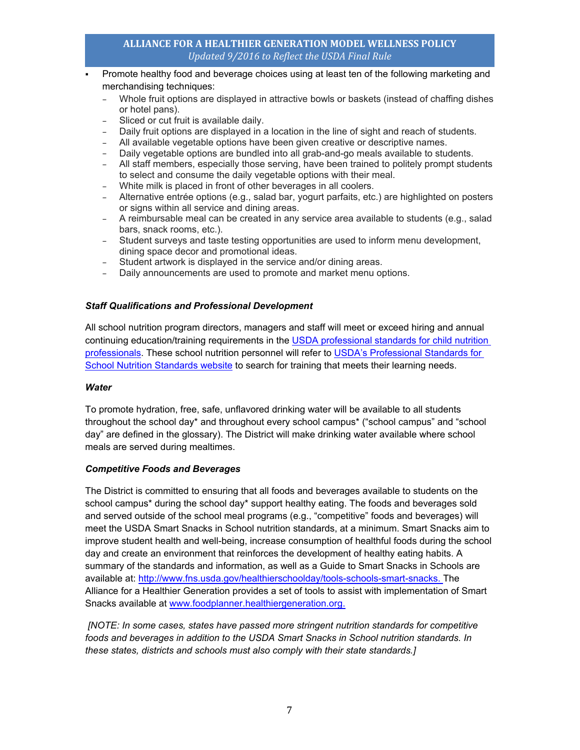- Promote healthy food and beverage choices using at least ten of the following marketing and merchandising techniques:
  - Whole fruit options are displayed in attractive bowls or baskets (instead of chaffing dishes or hotel pans).
  - Sliced or cut fruit is available daily.
  - Daily fruit options are displayed in a location in the line of sight and reach of students.
  - All available vegetable options have been given creative or descriptive names.
  - Daily vegetable options are bundled into all grab-and-go meals available to students.
  - All staff members, especially those serving, have been trained to politely prompt students to select and consume the daily vegetable options with their meal.
  - White milk is placed in front of other beverages in all coolers.
  - Alternative entrée options (e.g., salad bar, yogurt parfaits, etc.) are highlighted on posters or signs within all service and dining areas.
  - A reimbursable meal can be created in any service area available to students (e.g., salad bars, snack rooms, etc.).
  - Student surveys and taste testing opportunities are used to inform menu development, dining space decor and promotional ideas.
  - Student artwork is displayed in the service and/or dining areas.
  - Daily announcements are used to promote and market menu options.

***Staff Qualifications and Professional Development***

All school nutrition program directors, managers and staff will meet or exceed hiring and annual continuing education/training requirements in the USDA professional standards for child nutrition professionals. These school nutrition personnel will refer to USDA's Professional Standards for School Nutrition Standards website to search for training that meets their learning needs.

***Water***

To promote hydration, free, safe, unflavored drinking water will be available to all students throughout the school day* and throughout every school campus* ("school campus" and "school day" are defined in the glossary). The District will make drinking water available where school meals are served during mealtimes.

***Competitive Foods and Beverages***

The District is committed to ensuring that all foods and beverages available to students on the school campus* during the school day* support healthy eating. The foods and beverages sold and served outside of the school meal programs (e.g., "competitive" foods and beverages) will meet the USDA Smart Snacks in School nutrition standards, at a minimum. Smart Snacks aim to improve student health and well-being, increase consumption of healthful foods during the school day and create an environment that reinforces the development of healthy eating habits. A summary of the standards and information, as well as a Guide to Smart Snacks in Schools are available at: http://www.fns.usda.gov/healthierschoolday/tools-schools-smart-snacks. The Alliance for a Healthier Generation provides a set of tools to assist with implementation of Smart Snacks available at www.foodplanner.healthiergeneration.org.

*[NOTE: In some cases, states have passed more stringent nutrition standards for competitive foods and beverages in addition to the USDA Smart Snacks in School nutrition standards. In these states, districts and schools must also comply with their state standards.]*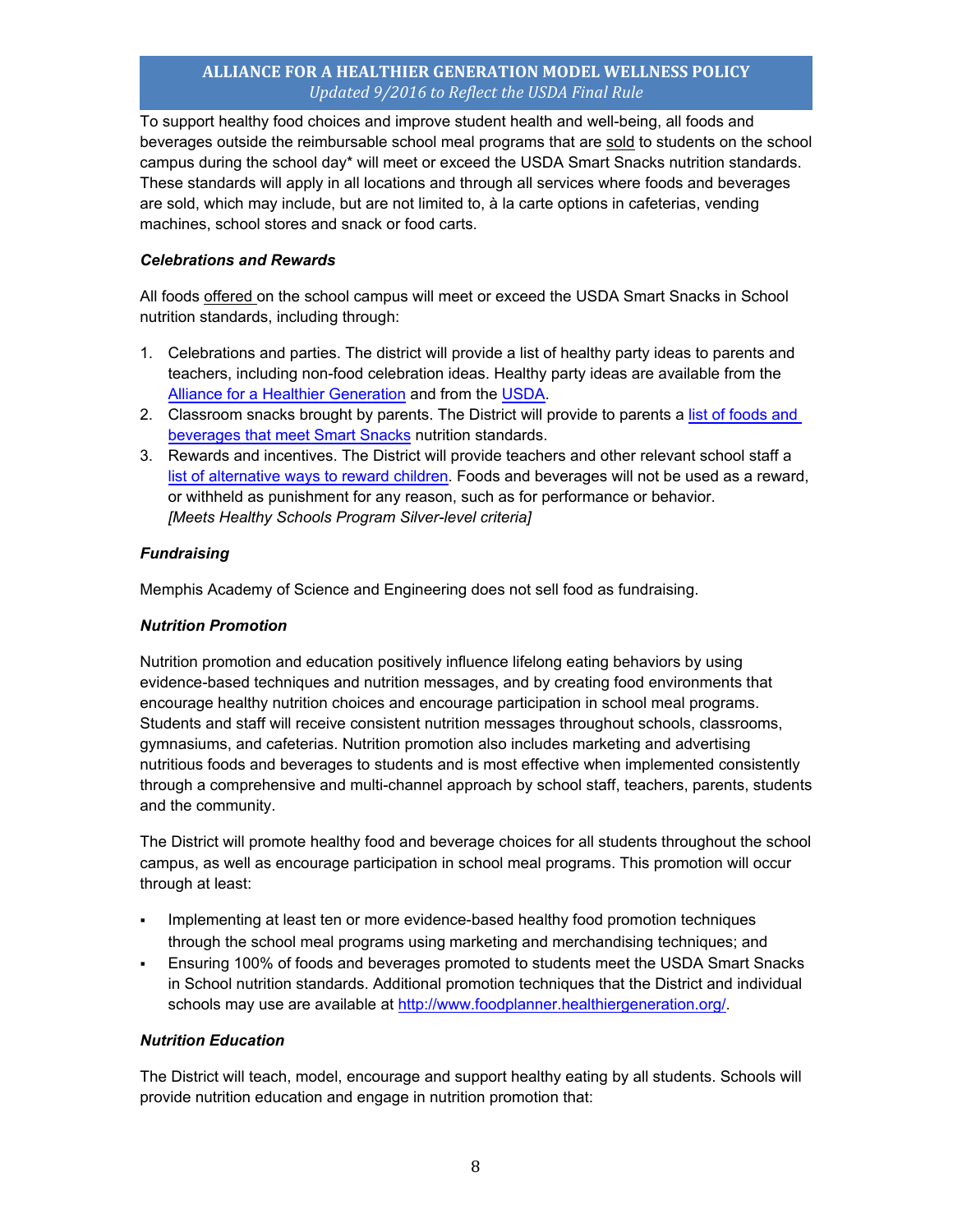To support healthy food choices and improve student health and well-being, all foods and beverages outside the reimbursable school meal programs that are sold to students on the school campus during the school day* will meet or exceed the USDA Smart Snacks nutrition standards. These standards will apply in all locations and through all services where foods and beverages are sold, which may include, but are not limited to, à la carte options in cafeterias, vending machines, school stores and snack or food carts.

### *Celebrations and Rewards*

All foods offered on the school campus will meet or exceed the USDA Smart Snacks in School nutrition standards, including through:

1. Celebrations and parties. The district will provide a list of healthy party ideas to parents and teachers, including non-food celebration ideas. Healthy party ideas are available from the Alliance for a Healthier Generation and from the USDA.
2. Classroom snacks brought by parents. The District will provide to parents a list of foods and beverages that meet Smart Snacks nutrition standards.
3. Rewards and incentives. The District will provide teachers and other relevant school staff a list of alternative ways to reward children. Foods and beverages will not be used as a reward, or withheld as punishment for any reason, such as for performance or behavior. *[Meets Healthy Schools Program Silver-level criteria]*

### *Fundraising*

Memphis Academy of Science and Engineering does not sell food as fundraising.

### *Nutrition Promotion*

Nutrition promotion and education positively influence lifelong eating behaviors by using evidence-based techniques and nutrition messages, and by creating food environments that encourage healthy nutrition choices and encourage participation in school meal programs. Students and staff will receive consistent nutrition messages throughout schools, classrooms, gymnasiums, and cafeterias. Nutrition promotion also includes marketing and advertising nutritious foods and beverages to students and is most effective when implemented consistently through a comprehensive and multi-channel approach by school staff, teachers, parents, students and the community.

The District will promote healthy food and beverage choices for all students throughout the school campus, as well as encourage participation in school meal programs. This promotion will occur through at least:

- Implementing at least ten or more evidence-based healthy food promotion techniques through the school meal programs using marketing and merchandising techniques; and
- Ensuring 100% of foods and beverages promoted to students meet the USDA Smart Snacks in School nutrition standards. Additional promotion techniques that the District and individual schools may use are available at http://www.foodplanner.healthiergeneration.org/.

### *Nutrition Education*

The District will teach, model, encourage and support healthy eating by all students. Schools will provide nutrition education and engage in nutrition promotion that: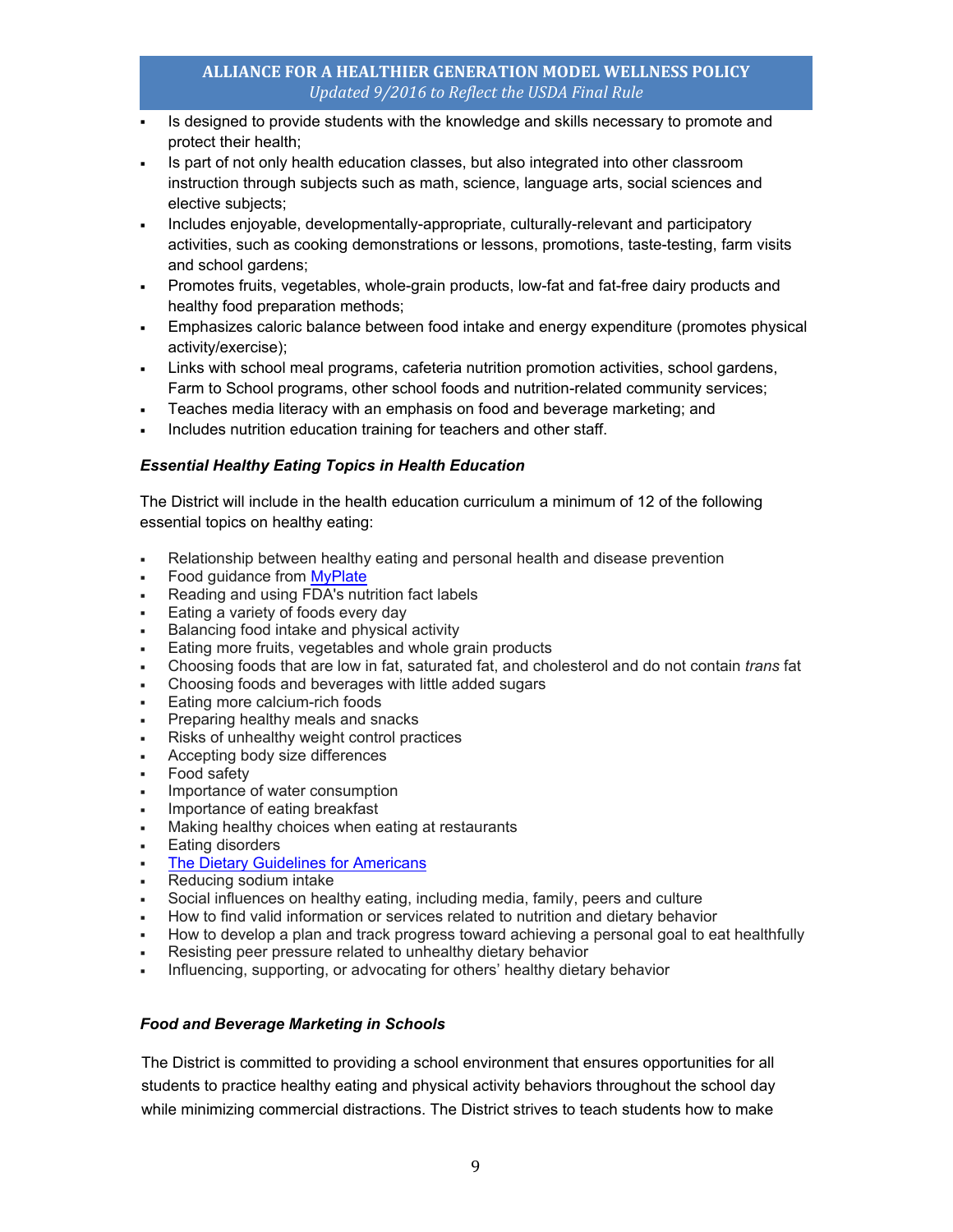- Is designed to provide students with the knowledge and skills necessary to promote and protect their health;
- Is part of not only health education classes, but also integrated into other classroom instruction through subjects such as math, science, language arts, social sciences and elective subjects;
- Includes enjoyable, developmentally-appropriate, culturally-relevant and participatory activities, such as cooking demonstrations or lessons, promotions, taste-testing, farm visits and school gardens;
- Promotes fruits, vegetables, whole-grain products, low-fat and fat-free dairy products and healthy food preparation methods;
- Emphasizes caloric balance between food intake and energy expenditure (promotes physical activity/exercise);
- Links with school meal programs, cafeteria nutrition promotion activities, school gardens, Farm to School programs, other school foods and nutrition-related community services;
- Teaches media literacy with an emphasis on food and beverage marketing; and
- Includes nutrition education training for teachers and other staff.

***Essential Healthy Eating Topics in Health Education***

The District will include in the health education curriculum a minimum of 12 of the following essential topics on healthy eating:

- Relationship between healthy eating and personal health and disease prevention
- Food guidance from [MyPlate]
- Reading and using FDA's nutrition fact labels
- Eating a variety of foods every day
- Balancing food intake and physical activity
- Eating more fruits, vegetables and whole grain products
- Choosing foods that are low in fat, saturated fat, and cholesterol and do not contain *trans* fat
- Choosing foods and beverages with little added sugars
- Eating more calcium-rich foods
- Preparing healthy meals and snacks
- Risks of unhealthy weight control practices
- Accepting body size differences
- Food safety
- Importance of water consumption
- Importance of eating breakfast
- Making healthy choices when eating at restaurants
- Eating disorders
- [The Dietary Guidelines for Americans]
- Reducing sodium intake
- Social influences on healthy eating, including media, family, peers and culture
- How to find valid information or services related to nutrition and dietary behavior
- How to develop a plan and track progress toward achieving a personal goal to eat healthfully
- Resisting peer pressure related to unhealthy dietary behavior
- Influencing, supporting, or advocating for others' healthy dietary behavior

***Food and Beverage Marketing in Schools***

The District is committed to providing a school environment that ensures opportunities for all students to practice healthy eating and physical activity behaviors throughout the school day while minimizing commercial distractions. The District strives to teach students how to make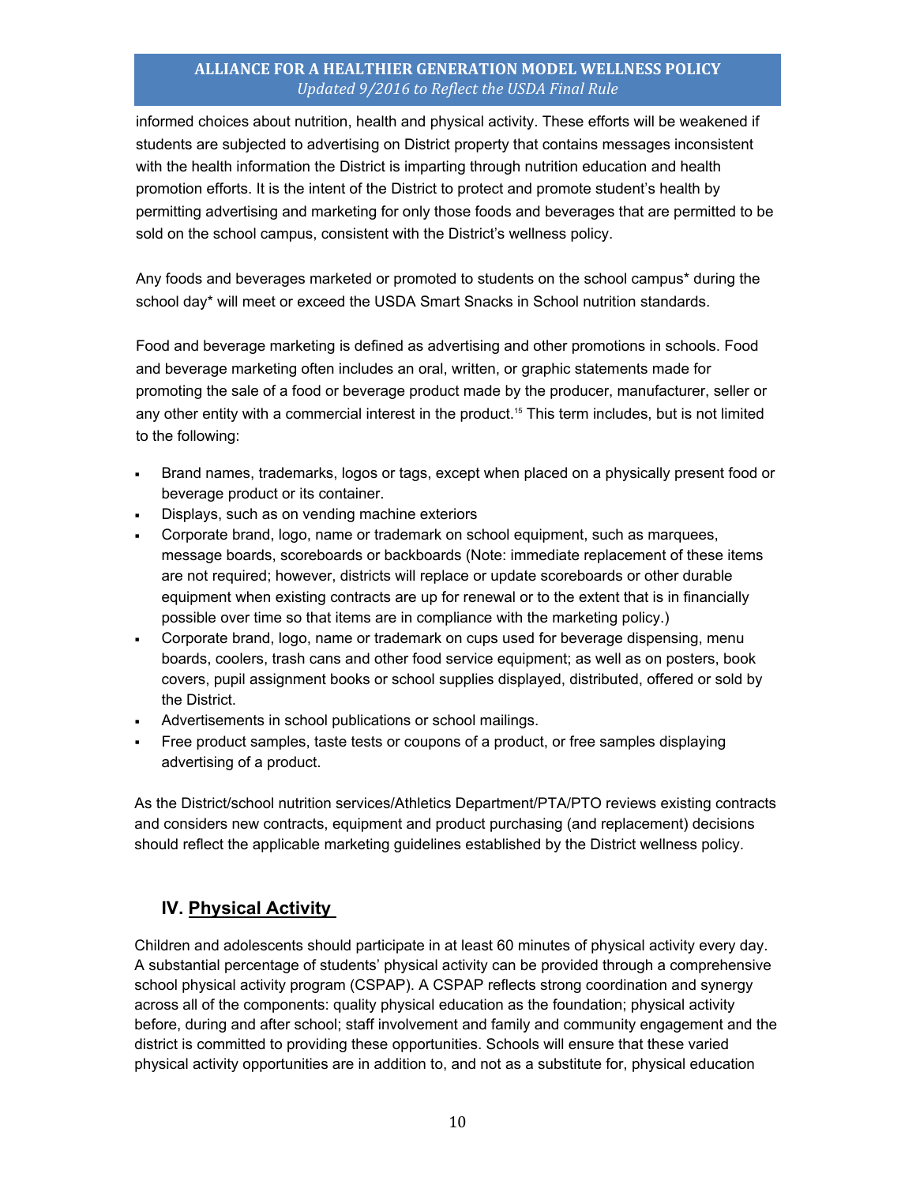informed choices about nutrition, health and physical activity. These efforts will be weakened if students are subjected to advertising on District property that contains messages inconsistent with the health information the District is imparting through nutrition education and health promotion efforts. It is the intent of the District to protect and promote student's health by permitting advertising and marketing for only those foods and beverages that are permitted to be sold on the school campus, consistent with the District's wellness policy.

Any foods and beverages marketed or promoted to students on the school campus* during the school day* will meet or exceed the USDA Smart Snacks in School nutrition standards.

Food and beverage marketing is defined as advertising and other promotions in schools. Food and beverage marketing often includes an oral, written, or graphic statements made for promoting the sale of a food or beverage product made by the producer, manufacturer, seller or any other entity with a commercial interest in the product.[15] This term includes, but is not limited to the following:

- Brand names, trademarks, logos or tags, except when placed on a physically present food or beverage product or its container.
- Displays, such as on vending machine exteriors
- Corporate brand, logo, name or trademark on school equipment, such as marquees, message boards, scoreboards or backboards (Note: immediate replacement of these items are not required; however, districts will replace or update scoreboards or other durable equipment when existing contracts are up for renewal or to the extent that is in financially possible over time so that items are in compliance with the marketing policy.)
- Corporate brand, logo, name or trademark on cups used for beverage dispensing, menu boards, coolers, trash cans and other food service equipment; as well as on posters, book covers, pupil assignment books or school supplies displayed, distributed, offered or sold by the District.
- Advertisements in school publications or school mailings.
- Free product samples, taste tests or coupons of a product, or free samples displaying advertising of a product.

As the District/school nutrition services/Athletics Department/PTA/PTO reviews existing contracts and considers new contracts, equipment and product purchasing (and replacement) decisions should reflect the applicable marketing guidelines established by the District wellness policy.

## IV. Physical Activity

Children and adolescents should participate in at least 60 minutes of physical activity every day. A substantial percentage of students' physical activity can be provided through a comprehensive school physical activity program (CSPAP). A CSPAP reflects strong coordination and synergy across all of the components: quality physical education as the foundation; physical activity before, during and after school; staff involvement and family and community engagement and the district is committed to providing these opportunities. Schools will ensure that these varied physical activity opportunities are in addition to, and not as a substitute for, physical education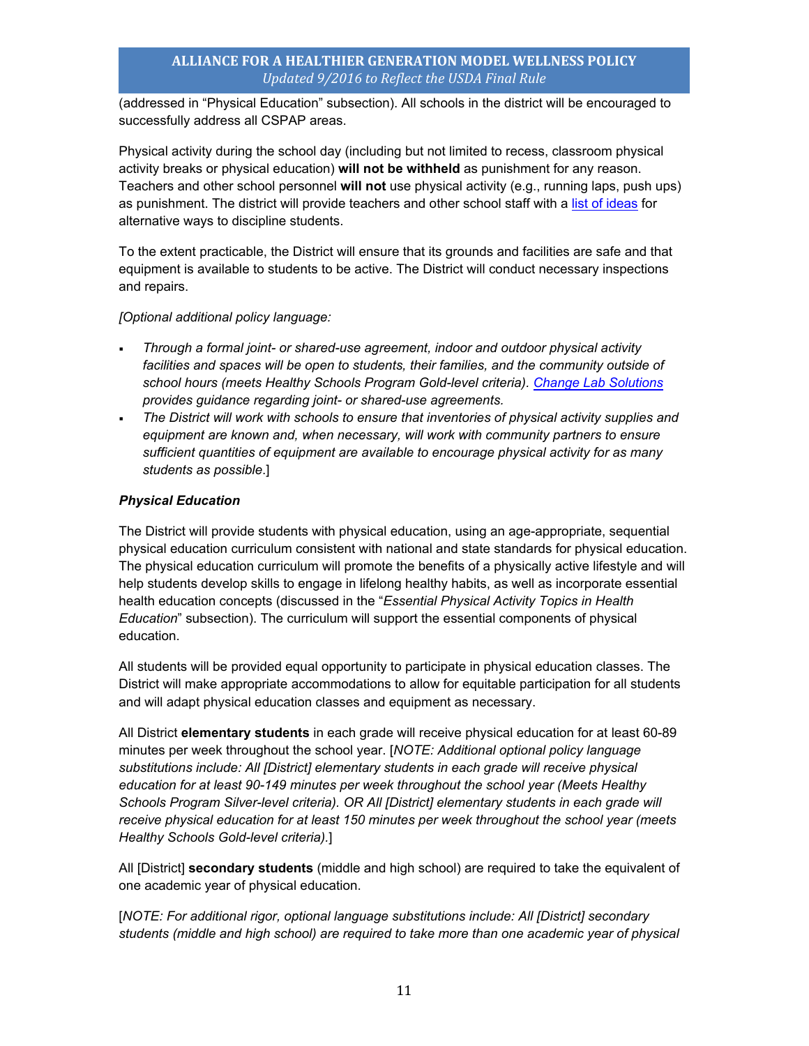(addressed in "Physical Education" subsection). All schools in the district will be encouraged to successfully address all CSPAP areas.

Physical activity during the school day (including but not limited to recess, classroom physical activity breaks or physical education) **will not be withheld** as punishment for any reason. Teachers and other school personnel **will not** use physical activity (e.g., running laps, push ups) as punishment. The district will provide teachers and other school staff with a list of ideas for alternative ways to discipline students.

To the extent practicable, the District will ensure that its grounds and facilities are safe and that equipment is available to students to be active. The District will conduct necessary inspections and repairs.

*[Optional additional policy language:*

- *Through a formal joint- or shared-use agreement, indoor and outdoor physical activity facilities and spaces will be open to students, their families, and the community outside of school hours (meets Healthy Schools Program Gold-level criteria). Change Lab Solutions provides guidance regarding joint- or shared-use agreements.*
- *The District will work with schools to ensure that inventories of physical activity supplies and equipment are known and, when necessary, will work with community partners to ensure sufficient quantities of equipment are available to encourage physical activity for as many students as possible.*]

### *Physical Education*

The District will provide students with physical education, using an age-appropriate, sequential physical education curriculum consistent with national and state standards for physical education. The physical education curriculum will promote the benefits of a physically active lifestyle and will help students develop skills to engage in lifelong healthy habits, as well as incorporate essential health education concepts (discussed in the "*Essential Physical Activity Topics in Health Education*" subsection). The curriculum will support the essential components of physical education.

All students will be provided equal opportunity to participate in physical education classes. The District will make appropriate accommodations to allow for equitable participation for all students and will adapt physical education classes and equipment as necessary.

All District **elementary students** in each grade will receive physical education for at least 60-89 minutes per week throughout the school year. [*NOTE: Additional optional policy language substitutions include: All [District] elementary students in each grade will receive physical education for at least 90-149 minutes per week throughout the school year (Meets Healthy Schools Program Silver-level criteria). OR All [District] elementary students in each grade will receive physical education for at least 150 minutes per week throughout the school year (meets Healthy Schools Gold-level criteria).*]

All [District] **secondary students** (middle and high school) are required to take the equivalent of one academic year of physical education.

[*NOTE: For additional rigor, optional language substitutions include: All [District] secondary students (middle and high school) are required to take more than one academic year of physical*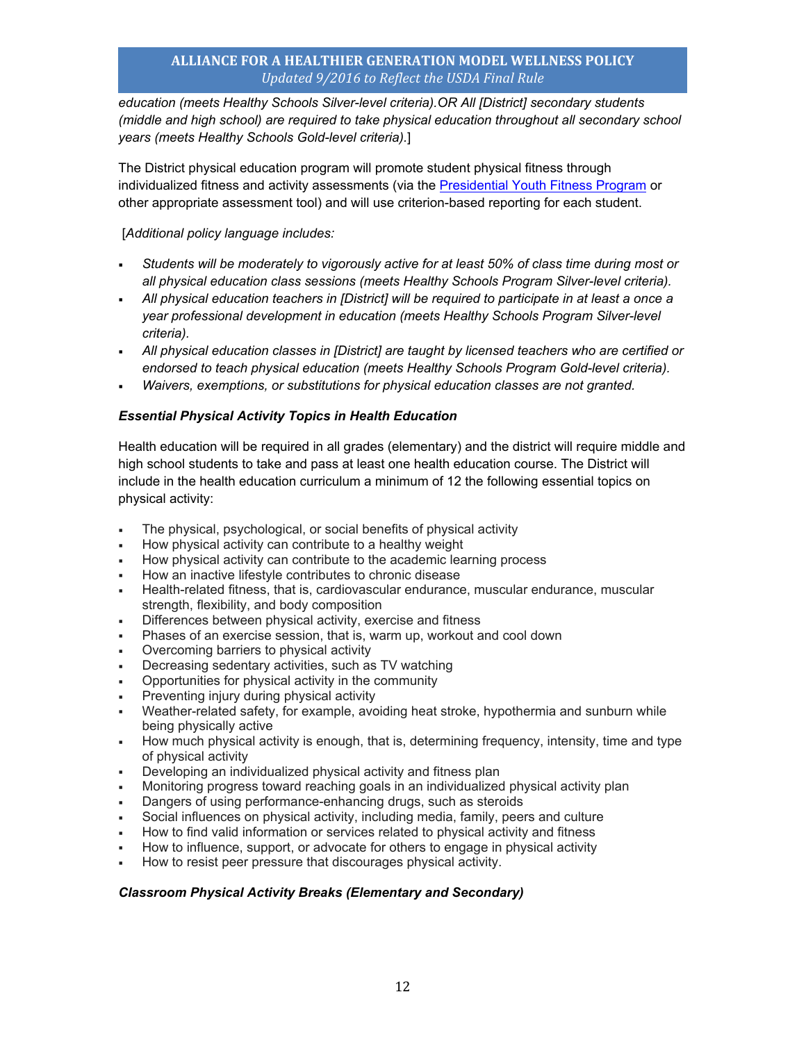*education (meets Healthy Schools Silver-level criteria).OR All [District] secondary students (middle and high school) are required to take physical education throughout all secondary school years (meets Healthy Schools Gold-level criteria).*]

The District physical education program will promote student physical fitness through individualized fitness and activity assessments (via the Presidential Youth Fitness Program or other appropriate assessment tool) and will use criterion-based reporting for each student.

[*Additional policy language includes:*

- *Students will be moderately to vigorously active for at least 50% of class time during most or all physical education class sessions (meets Healthy Schools Program Silver-level criteria).*
- *All physical education teachers in [District] will be required to participate in at least a once a year professional development in education (meets Healthy Schools Program Silver-level criteria).*
- *All physical education classes in [District] are taught by licensed teachers who are certified or endorsed to teach physical education (meets Healthy Schools Program Gold-level criteria).*
- *Waivers, exemptions, or substitutions for physical education classes are not granted.*

***Essential Physical Activity Topics in Health Education***

Health education will be required in all grades (elementary) and the district will require middle and high school students to take and pass at least one health education course. The District will include in the health education curriculum a minimum of 12 the following essential topics on physical activity:

- The physical, psychological, or social benefits of physical activity
- How physical activity can contribute to a healthy weight
- How physical activity can contribute to the academic learning process
- How an inactive lifestyle contributes to chronic disease
- Health-related fitness, that is, cardiovascular endurance, muscular endurance, muscular strength, flexibility, and body composition
- Differences between physical activity, exercise and fitness
- Phases of an exercise session, that is, warm up, workout and cool down
- Overcoming barriers to physical activity
- Decreasing sedentary activities, such as TV watching
- Opportunities for physical activity in the community
- Preventing injury during physical activity
- Weather-related safety, for example, avoiding heat stroke, hypothermia and sunburn while being physically active
- How much physical activity is enough, that is, determining frequency, intensity, time and type of physical activity
- Developing an individualized physical activity and fitness plan
- Monitoring progress toward reaching goals in an individualized physical activity plan
- Dangers of using performance-enhancing drugs, such as steroids
- Social influences on physical activity, including media, family, peers and culture
- How to find valid information or services related to physical activity and fitness
- How to influence, support, or advocate for others to engage in physical activity
- How to resist peer pressure that discourages physical activity.

***Classroom Physical Activity Breaks (Elementary and Secondary)***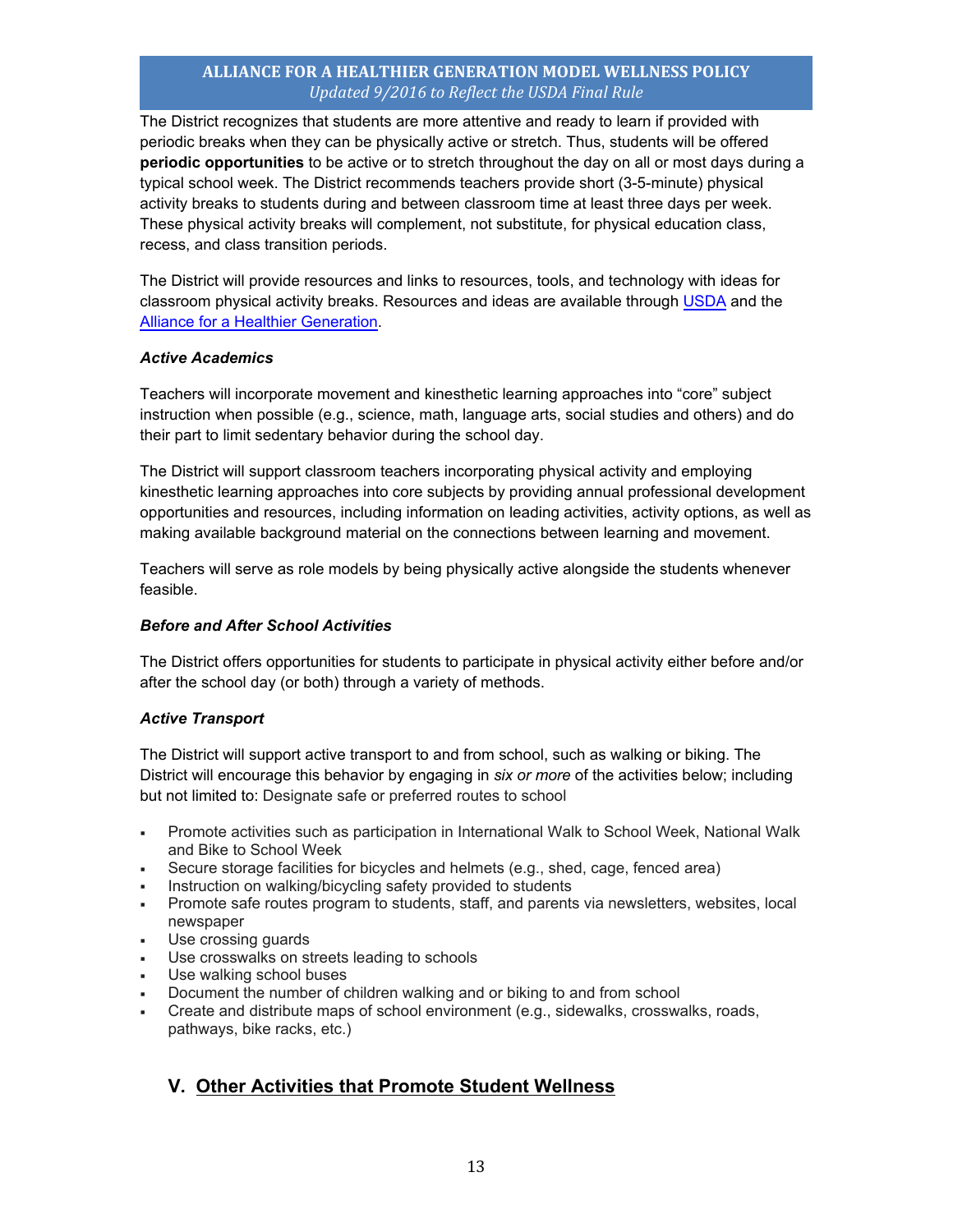The District recognizes that students are more attentive and ready to learn if provided with periodic breaks when they can be physically active or stretch. Thus, students will be offered **periodic opportunities** to be active or to stretch throughout the day on all or most days during a typical school week. The District recommends teachers provide short (3-5-minute) physical activity breaks to students during and between classroom time at least three days per week. These physical activity breaks will complement, not substitute, for physical education class, recess, and class transition periods.

The District will provide resources and links to resources, tools, and technology with ideas for classroom physical activity breaks. Resources and ideas are available through [USDA] and the [Alliance for a Healthier Generation].

***Active Academics***

Teachers will incorporate movement and kinesthetic learning approaches into "core" subject instruction when possible (e.g., science, math, language arts, social studies and others) and do their part to limit sedentary behavior during the school day.

The District will support classroom teachers incorporating physical activity and employing kinesthetic learning approaches into core subjects by providing annual professional development opportunities and resources, including information on leading activities, activity options, as well as making available background material on the connections between learning and movement.

Teachers will serve as role models by being physically active alongside the students whenever feasible.

***Before and After School Activities***

The District offers opportunities for students to participate in physical activity either before and/or after the school day (or both) through a variety of methods.

***Active Transport***

The District will support active transport to and from school, such as walking or biking. The District will encourage this behavior by engaging in *six or more* of the activities below; including but not limited to: Designate safe or preferred routes to school

- Promote activities such as participation in International Walk to School Week, National Walk and Bike to School Week
- Secure storage facilities for bicycles and helmets (e.g., shed, cage, fenced area)
- Instruction on walking/bicycling safety provided to students
- Promote safe routes program to students, staff, and parents via newsletters, websites, local newspaper
- Use crossing guards
- Use crosswalks on streets leading to schools
- Use walking school buses
- Document the number of children walking and or biking to and from school
- Create and distribute maps of school environment (e.g., sidewalks, crosswalks, roads, pathways, bike racks, etc.)

## V. Other Activities that Promote Student Wellness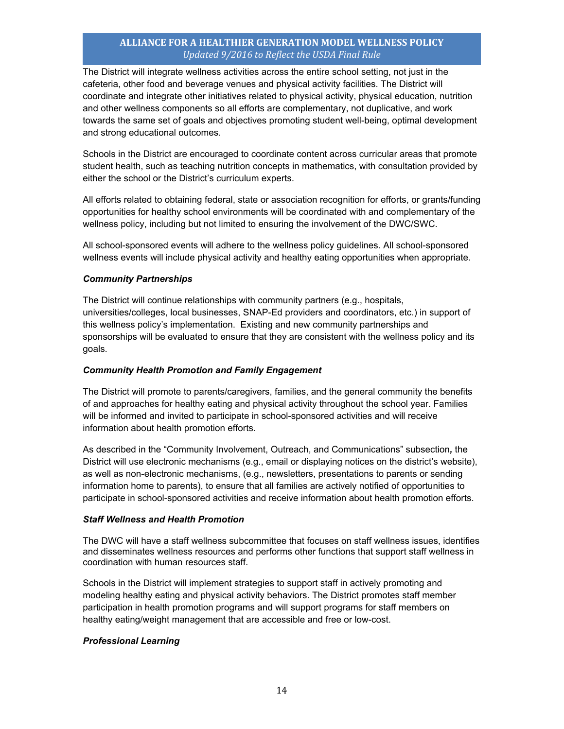The District will integrate wellness activities across the entire school setting, not just in the cafeteria, other food and beverage venues and physical activity facilities. The District will coordinate and integrate other initiatives related to physical activity, physical education, nutrition and other wellness components so all efforts are complementary, not duplicative, and work towards the same set of goals and objectives promoting student well-being, optimal development and strong educational outcomes.

Schools in the District are encouraged to coordinate content across curricular areas that promote student health, such as teaching nutrition concepts in mathematics, with consultation provided by either the school or the District's curriculum experts.

All efforts related to obtaining federal, state or association recognition for efforts, or grants/funding opportunities for healthy school environments will be coordinated with and complementary of the wellness policy, including but not limited to ensuring the involvement of the DWC/SWC.

All school-sponsored events will adhere to the wellness policy guidelines. All school-sponsored wellness events will include physical activity and healthy eating opportunities when appropriate.

***Community Partnerships***

The District will continue relationships with community partners (e.g., hospitals, universities/colleges, local businesses, SNAP-Ed providers and coordinators, etc.) in support of this wellness policy's implementation. Existing and new community partnerships and sponsorships will be evaluated to ensure that they are consistent with the wellness policy and its goals.

***Community Health Promotion and Family Engagement***

The District will promote to parents/caregivers, families, and the general community the benefits of and approaches for healthy eating and physical activity throughout the school year. Families will be informed and invited to participate in school-sponsored activities and will receive information about health promotion efforts.

As described in the "Community Involvement, Outreach, and Communications" subsection*,* the District will use electronic mechanisms (e.g., email or displaying notices on the district's website), as well as non-electronic mechanisms, (e.g., newsletters, presentations to parents or sending information home to parents), to ensure that all families are actively notified of opportunities to participate in school-sponsored activities and receive information about health promotion efforts.

***Staff Wellness and Health Promotion***

The DWC will have a staff wellness subcommittee that focuses on staff wellness issues, identifies and disseminates wellness resources and performs other functions that support staff wellness in coordination with human resources staff.

Schools in the District will implement strategies to support staff in actively promoting and modeling healthy eating and physical activity behaviors. The District promotes staff member participation in health promotion programs and will support programs for staff members on healthy eating/weight management that are accessible and free or low-cost.

***Professional Learning***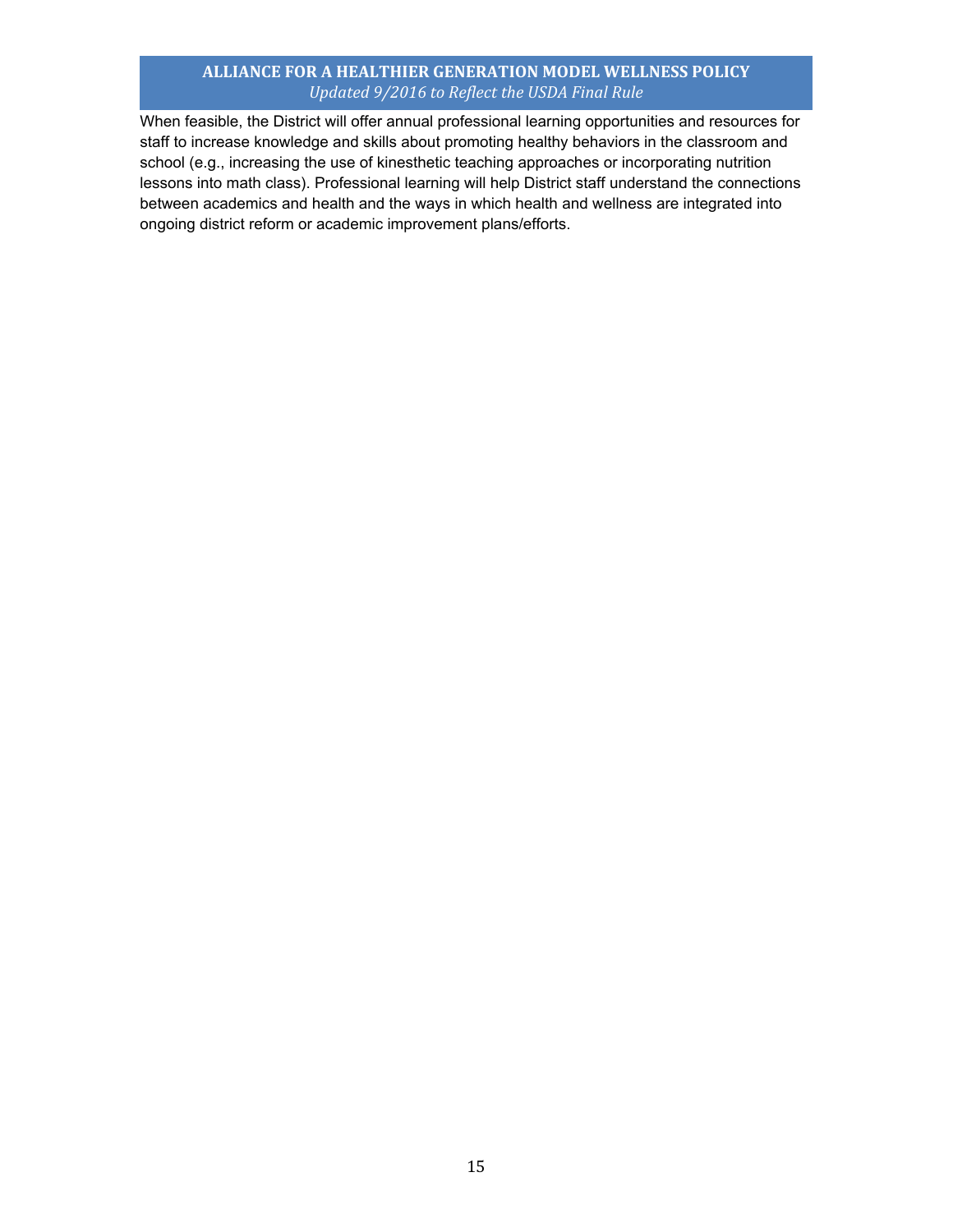When feasible, the District will offer annual professional learning opportunities and resources for staff to increase knowledge and skills about promoting healthy behaviors in the classroom and school (e.g., increasing the use of kinesthetic teaching approaches or incorporating nutrition lessons into math class). Professional learning will help District staff understand the connections between academics and health and the ways in which health and wellness are integrated into ongoing district reform or academic improvement plans/efforts.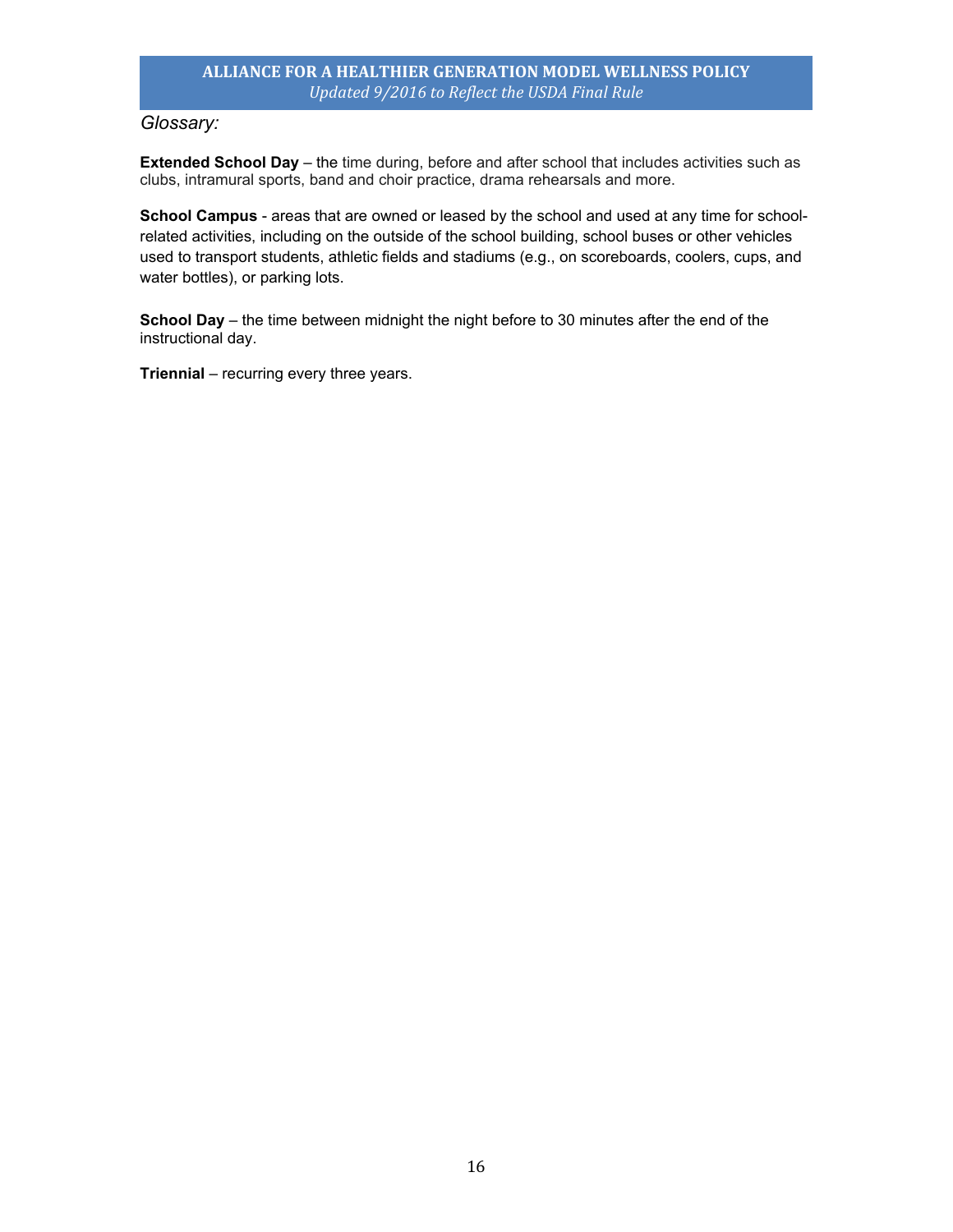*Glossary:*

**Extended School Day** – the time during, before and after school that includes activities such as clubs, intramural sports, band and choir practice, drama rehearsals and more.

**School Campus** - areas that are owned or leased by the school and used at any time for school-related activities, including on the outside of the school building, school buses or other vehicles used to transport students, athletic fields and stadiums (e.g., on scoreboards, coolers, cups, and water bottles), or parking lots.

**School Day** – the time between midnight the night before to 30 minutes after the end of the instructional day.

**Triennial** – recurring every three years.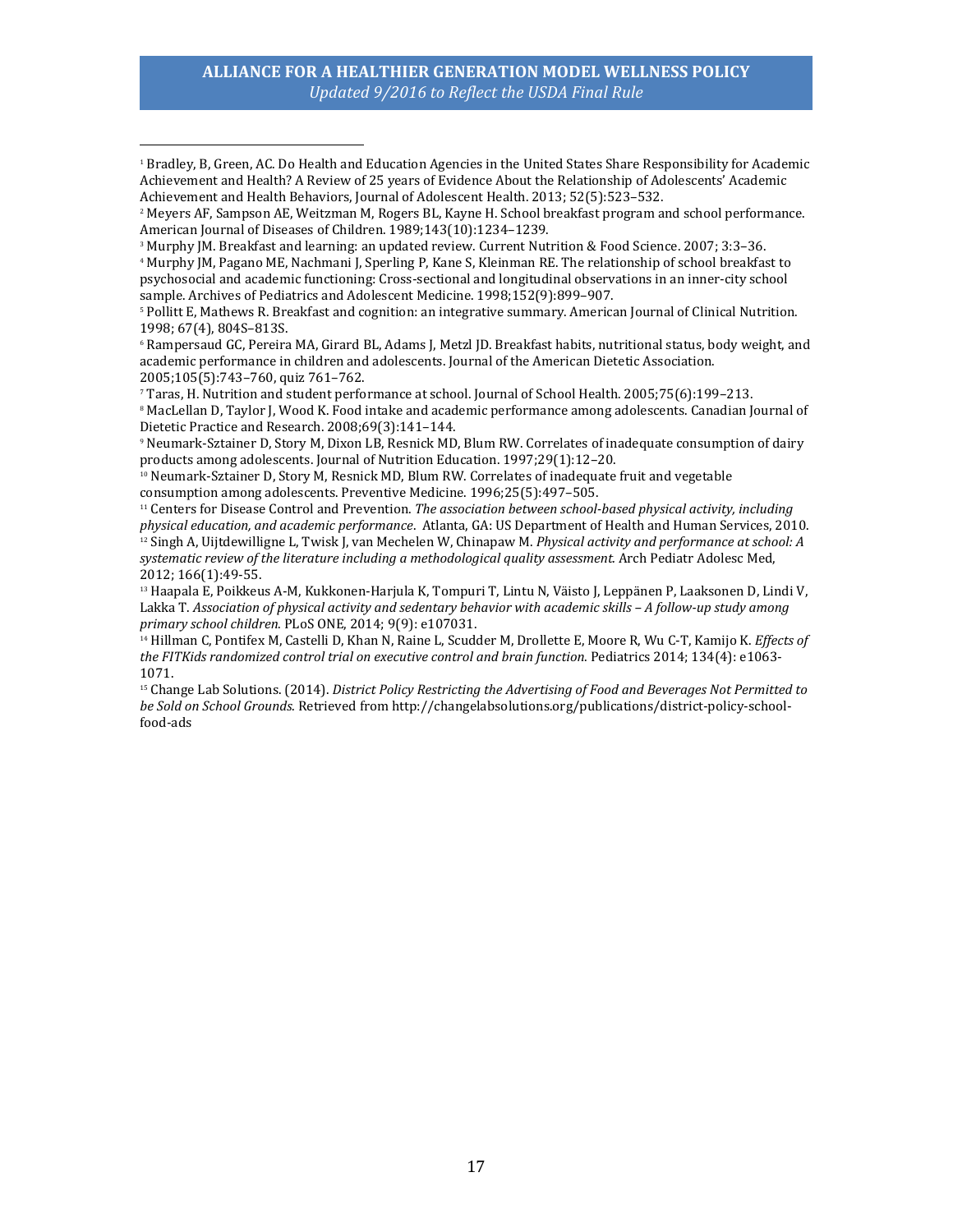[1] Bradley, B, Green, AC. Do Health and Education Agencies in the United States Share Responsibility for Academic Achievement and Health? A Review of 25 years of Evidence About the Relationship of Adolescents' Academic Achievement and Health Behaviors, Journal of Adolescent Health. 2013; 52(5):523–532.

[2] Meyers AF, Sampson AE, Weitzman M, Rogers BL, Kayne H. School breakfast program and school performance. American Journal of Diseases of Children. 1989;143(10):1234–1239.

[3] Murphy JM. Breakfast and learning: an updated review. Current Nutrition & Food Science. 2007; 3:3–36.

[4] Murphy JM, Pagano ME, Nachmani J, Sperling P, Kane S, Kleinman RE. The relationship of school breakfast to psychosocial and academic functioning: Cross-sectional and longitudinal observations in an inner-city school sample. Archives of Pediatrics and Adolescent Medicine. 1998;152(9):899–907.

[5] Pollitt E, Mathews R. Breakfast and cognition: an integrative summary. American Journal of Clinical Nutrition. 1998; 67(4), 804S–813S.

[6] Rampersaud GC, Pereira MA, Girard BL, Adams J, Metzl JD. Breakfast habits, nutritional status, body weight, and academic performance in children and adolescents. Journal of the American Dietetic Association. 2005;105(5):743–760, quiz 761–762.

[7] Taras, H. Nutrition and student performance at school. Journal of School Health. 2005;75(6):199–213.

[8] MacLellan D, Taylor J, Wood K. Food intake and academic performance among adolescents. Canadian Journal of Dietetic Practice and Research. 2008;69(3):141–144.

[9] Neumark-Sztainer D, Story M, Dixon LB, Resnick MD, Blum RW. Correlates of inadequate consumption of dairy products among adolescents. Journal of Nutrition Education. 1997;29(1):12–20.

[10] Neumark-Sztainer D, Story M, Resnick MD, Blum RW. Correlates of inadequate fruit and vegetable consumption among adolescents. Preventive Medicine. 1996;25(5):497–505.

[11] Centers for Disease Control and Prevention. *The association between school-based physical activity, including physical education, and academic performance*. Atlanta, GA: US Department of Health and Human Services, 2010.

[12] Singh A, Uijtdewilligne L, Twisk J, van Mechelen W, Chinapaw M. *Physical activity and performance at school: A systematic review of the literature including a methodological quality assessment.* Arch Pediatr Adolesc Med, 2012; 166(1):49-55.

[13] Haapala E, Poikkeus A-M, Kukkonen-Harjula K, Tompuri T, Lintu N, Väisto J, Leppänen P, Laaksonen D, Lindi V, Lakka T. *Association of physical activity and sedentary behavior with academic skills – A follow-up study among primary school children.* PLoS ONE, 2014; 9(9): e107031.

[14] Hillman C, Pontifex M, Castelli D, Khan N, Raine L, Scudder M, Drollette E, Moore R, Wu C-T, Kamijo K. *Effects of the FITKids randomized control trial on executive control and brain function.* Pediatrics 2014; 134(4): e1063-1071.

[15] Change Lab Solutions. (2014). *District Policy Restricting the Advertising of Food and Beverages Not Permitted to be Sold on School Grounds.* Retrieved from http://changelabsolutions.org/publications/district-policy-school-food-ads